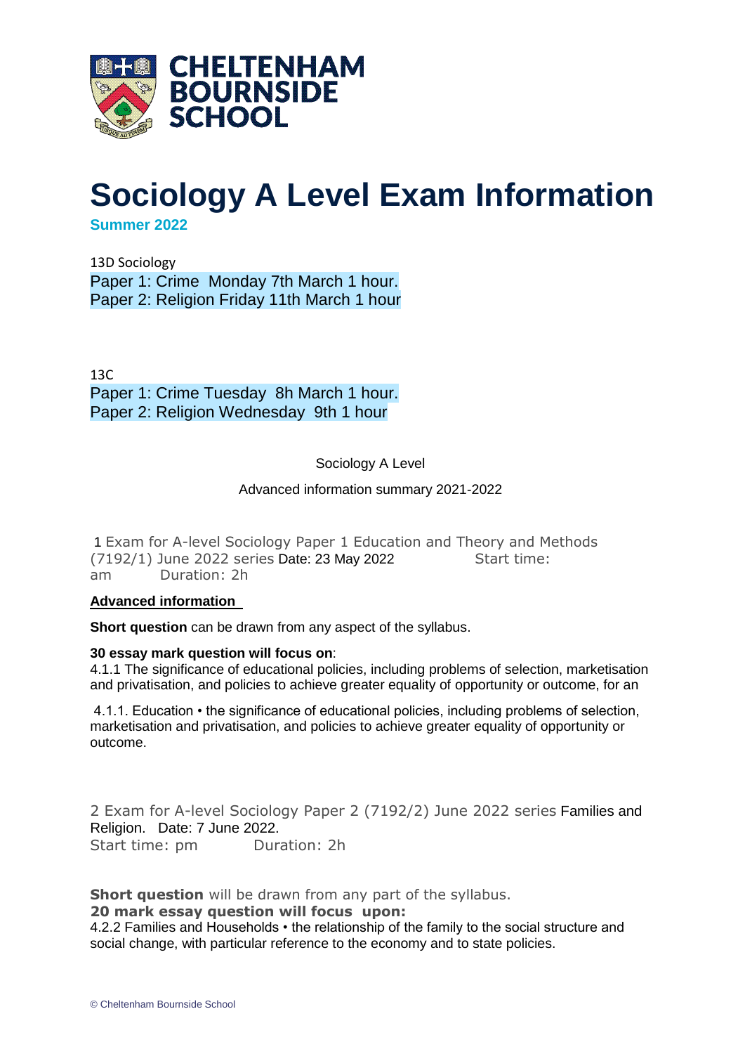CHELTENHAM BOURNSIDE SCHOOL

# Sociology A Level Exam Information

**Summer 2022**

13D Sociology

Paper 1: Crime Monday 7th March 1 hour.
Paper 2: Religion Friday 11th March 1 hour

13C

Paper 1: Crime Tuesday 8h March 1 hour.
Paper 2: Religion Wednesday 9th 1 hour

Sociology A Level

Advanced information summary 2021-2022

1 Exam for A-level Sociology Paper 1 Education and Theory and Methods (7192/1) June 2022 series Date: 23 May 2022 Start time: am Duration: 2h

**Advanced information**

**Short question** can be drawn from any aspect of the syllabus.

**30 essay mark question will focus on**:
4.1.1 The significance of educational policies, including problems of selection, marketisation and privatisation, and policies to achieve greater equality of opportunity or outcome, for an

4.1.1. Education • the significance of educational policies, including problems of selection, marketisation and privatisation, and policies to achieve greater equality of opportunity or outcome.

2 Exam for A-level Sociology Paper 2 (7192/2) June 2022 series Families and Religion. Date: 7 June 2022.
Start time: pm Duration: 2h

**Short question** will be drawn from any part of the syllabus.
**20 mark essay question will focus upon:**
4.2.2 Families and Households • the relationship of the family to the social structure and social change, with particular reference to the economy and to state policies.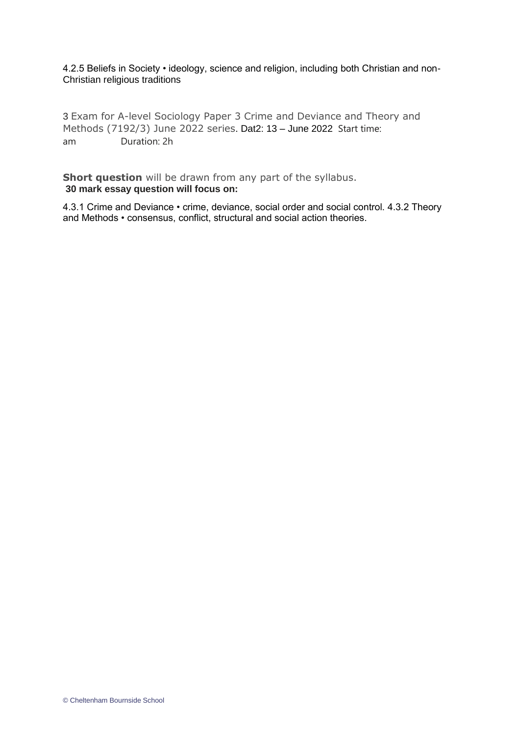4.2.5 Beliefs in Society • ideology, science and religion, including both Christian and non-Christian religious traditions

3 Exam for A-level Sociology Paper 3 Crime and Deviance and Theory and Methods (7192/3) June 2022 series. Dat2: 13 – June 2022 Start time: am Duration: 2h

**Short question** will be drawn from any part of the syllabus.
**30 mark essay question will focus on:**

4.3.1 Crime and Deviance • crime, deviance, social order and social control. 4.3.2 Theory and Methods • consensus, conflict, structural and social action theories.